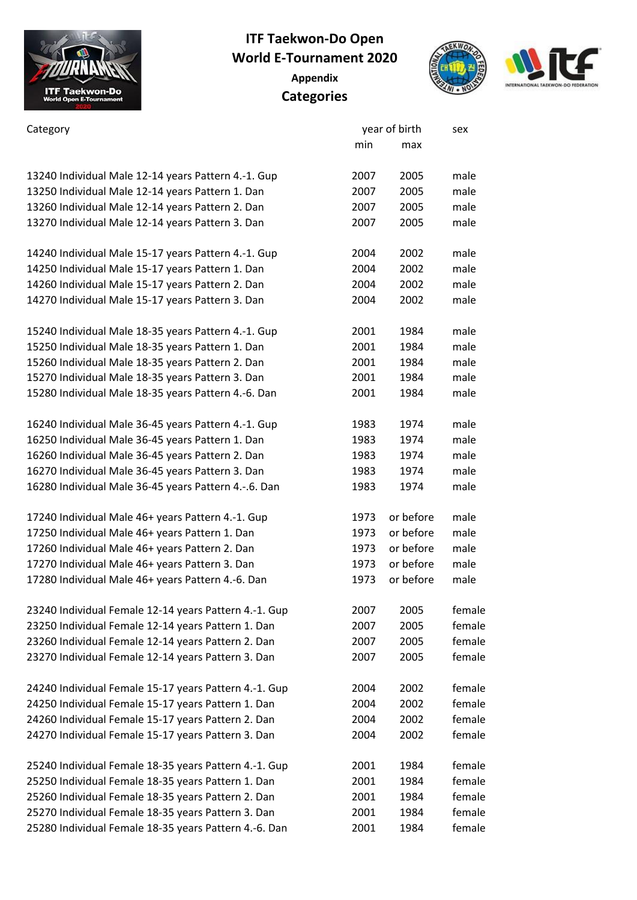# ITF Taekwon-Do Open World E-Tournament 2020

**Appendix**

## Categories

| Category | year of birth min | year of birth max | sex |
|---|---|---|---|
| 13240 Individual Male 12-14 years Pattern 4.-1. Gup | 2007 | 2005 | male |
| 13250 Individual Male 12-14 years Pattern 1. Dan | 2007 | 2005 | male |
| 13260 Individual Male 12-14 years Pattern 2. Dan | 2007 | 2005 | male |
| 13270 Individual Male 12-14 years Pattern 3. Dan | 2007 | 2005 | male |
| 14240 Individual Male 15-17 years Pattern 4.-1. Gup | 2004 | 2002 | male |
| 14250 Individual Male 15-17 years Pattern 1. Dan | 2004 | 2002 | male |
| 14260 Individual Male 15-17 years Pattern 2. Dan | 2004 | 2002 | male |
| 14270 Individual Male 15-17 years Pattern 3. Dan | 2004 | 2002 | male |
| 15240 Individual Male 18-35 years Pattern 4.-1. Gup | 2001 | 1984 | male |
| 15250 Individual Male 18-35 years Pattern 1. Dan | 2001 | 1984 | male |
| 15260 Individual Male 18-35 years Pattern 2. Dan | 2001 | 1984 | male |
| 15270 Individual Male 18-35 years Pattern 3. Dan | 2001 | 1984 | male |
| 15280 Individual Male 18-35 years Pattern 4.-6. Dan | 2001 | 1984 | male |
| 16240 Individual Male 36-45 years Pattern 4.-1. Gup | 1983 | 1974 | male |
| 16250 Individual Male 36-45 years Pattern 1. Dan | 1983 | 1974 | male |
| 16260 Individual Male 36-45 years Pattern 2. Dan | 1983 | 1974 | male |
| 16270 Individual Male 36-45 years Pattern 3. Dan | 1983 | 1974 | male |
| 16280 Individual Male 36-45 years Pattern 4.-.6. Dan | 1983 | 1974 | male |
| 17240 Individual Male 46+ years Pattern 4.-1. Gup | 1973 | or before | male |
| 17250 Individual Male 46+ years Pattern 1. Dan | 1973 | or before | male |
| 17260 Individual Male 46+ years Pattern 2. Dan | 1973 | or before | male |
| 17270 Individual Male 46+ years Pattern 3. Dan | 1973 | or before | male |
| 17280 Individual Male 46+ years Pattern 4.-6. Dan | 1973 | or before | male |
| 23240 Individual Female 12-14 years Pattern 4.-1. Gup | 2007 | 2005 | female |
| 23250 Individual Female 12-14 years Pattern 1. Dan | 2007 | 2005 | female |
| 23260 Individual Female 12-14 years Pattern 2. Dan | 2007 | 2005 | female |
| 23270 Individual Female 12-14 years Pattern 3. Dan | 2007 | 2005 | female |
| 24240 Individual Female 15-17 years Pattern 4.-1. Gup | 2004 | 2002 | female |
| 24250 Individual Female 15-17 years Pattern 1. Dan | 2004 | 2002 | female |
| 24260 Individual Female 15-17 years Pattern 2. Dan | 2004 | 2002 | female |
| 24270 Individual Female 15-17 years Pattern 3. Dan | 2004 | 2002 | female |
| 25240 Individual Female 18-35 years Pattern 4.-1. Gup | 2001 | 1984 | female |
| 25250 Individual Female 18-35 years Pattern 1. Dan | 2001 | 1984 | female |
| 25260 Individual Female 18-35 years Pattern 2. Dan | 2001 | 1984 | female |
| 25270 Individual Female 18-35 years Pattern 3. Dan | 2001 | 1984 | female |
| 25280 Individual Female 18-35 years Pattern 4.-6. Dan | 2001 | 1984 | female |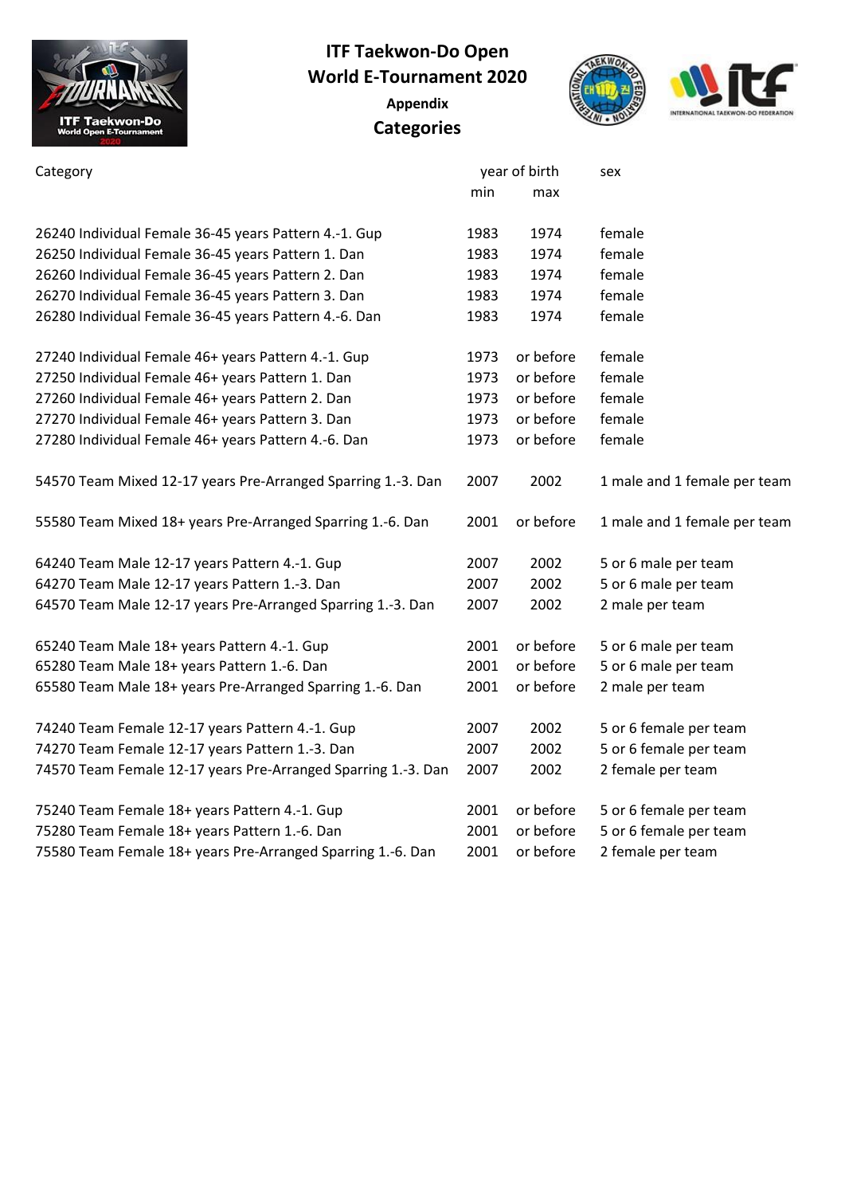# ITF Taekwon-Do Open World E-Tournament 2020

### Appendix

## Categories

| Category | year of birth min | max | sex |
|---|---|---|---|
| 26240 Individual Female 36-45 years Pattern 4.-1. Gup | 1983 | 1974 | female |
| 26250 Individual Female 36-45 years Pattern 1. Dan | 1983 | 1974 | female |
| 26260 Individual Female 36-45 years Pattern 2. Dan | 1983 | 1974 | female |
| 26270 Individual Female 36-45 years Pattern 3. Dan | 1983 | 1974 | female |
| 26280 Individual Female 36-45 years Pattern 4.-6. Dan | 1983 | 1974 | female |
| 27240 Individual Female 46+ years Pattern 4.-1. Gup | 1973 | or before | female |
| 27250 Individual Female 46+ years Pattern 1. Dan | 1973 | or before | female |
| 27260 Individual Female 46+ years Pattern 2. Dan | 1973 | or before | female |
| 27270 Individual Female 46+ years Pattern 3. Dan | 1973 | or before | female |
| 27280 Individual Female 46+ years Pattern 4.-6. Dan | 1973 | or before | female |
| 54570 Team Mixed 12-17 years Pre-Arranged Sparring 1.-3. Dan | 2007 | 2002 | 1 male and 1 female per team |
| 55580 Team Mixed 18+ years Pre-Arranged Sparring 1.-6. Dan | 2001 | or before | 1 male and 1 female per team |
| 64240 Team Male 12-17 years Pattern 4.-1. Gup | 2007 | 2002 | 5 or 6 male per team |
| 64270 Team Male 12-17 years Pattern 1.-3. Dan | 2007 | 2002 | 5 or 6 male per team |
| 64570 Team Male 12-17 years Pre-Arranged Sparring 1.-3. Dan | 2007 | 2002 | 2 male per team |
| 65240 Team Male 18+ years Pattern 4.-1. Gup | 2001 | or before | 5 or 6 male per team |
| 65280 Team Male 18+ years Pattern 1.-6. Dan | 2001 | or before | 5 or 6 male per team |
| 65580 Team Male 18+ years Pre-Arranged Sparring 1.-6. Dan | 2001 | or before | 2 male per team |
| 74240 Team Female 12-17 years Pattern 4.-1. Gup | 2007 | 2002 | 5 or 6 female per team |
| 74270 Team Female 12-17 years Pattern 1.-3. Dan | 2007 | 2002 | 5 or 6 female per team |
| 74570 Team Female 12-17 years Pre-Arranged Sparring 1.-3. Dan | 2007 | 2002 | 2 female per team |
| 75240 Team Female 18+ years Pattern 4.-1. Gup | 2001 | or before | 5 or 6 female per team |
| 75280 Team Female 18+ years Pattern 1.-6. Dan | 2001 | or before | 5 or 6 female per team |
| 75580 Team Female 18+ years Pre-Arranged Sparring 1.-6. Dan | 2001 | or before | 2 female per team |